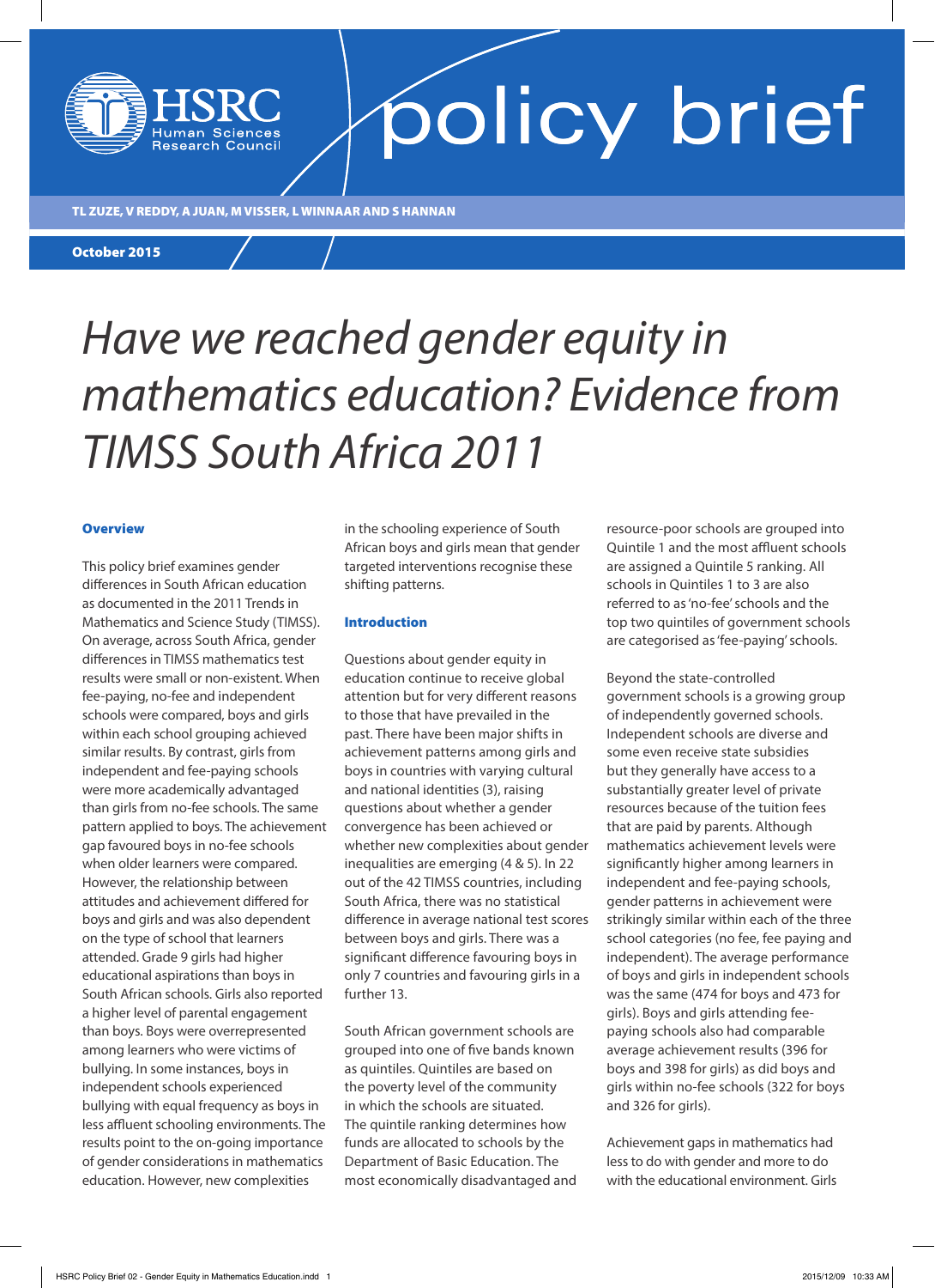policy brief

TL ZUZE, V REDDY, A JUAN, M VISSER, L WINNAAR AND S HANNAN

October 2015

# *Have we reached gender equity in mathematics education? Evidence from TIMSS South Africa 2011*

## Overview

This policy brief examines gender differences in South African education as documented in the 2011 Trends in Mathematics and Science Study (TIMSS). On average, across South Africa, gender differences in TIMSS mathematics test results were small or non-existent. When fee-paying, no-fee and independent schools were compared, boys and girls within each school grouping achieved similar results. By contrast, girls from independent and fee-paying schools were more academically advantaged than girls from no-fee schools. The same pattern applied to boys. The achievement gap favoured boys in no-fee schools when older learners were compared. However, the relationship between attitudes and achievement differed for boys and girls and was also dependent on the type of school that learners attended. Grade 9 girls had higher educational aspirations than boys in South African schools. Girls also reported a higher level of parental engagement than boys. Boys were overrepresented among learners who were victims of bullying. In some instances, boys in independent schools experienced bullying with equal frequency as boys in less affluent schooling environments. The results point to the on-going importance of gender considerations in mathematics education. However, new complexities in the schooling experience of South African boys and girls mean that gender targeted interventions recognise these shifting patterns.

## Introduction

Questions about gender equity in education continue to receive global attention but for very different reasons to those that have prevailed in the past. There have been major shifts in achievement patterns among girls and boys in countries with varying cultural and national identities (3), raising questions about whether a gender convergence has been achieved or whether new complexities about gender inequalities are emerging (4 & 5). In 22 out of the 42 TIMSS countries, including South Africa, there was no statistical difference in average national test scores between boys and girls. There was a significant difference favouring boys in only 7 countries and favouring girls in a further 13.

South African government schools are grouped into one of five bands known as quintiles. Quintiles are based on the poverty level of the community in which the schools are situated. The quintile ranking determines how funds are allocated to schools by the Department of Basic Education. The most economically disadvantaged and resource-poor schools are grouped into Quintile 1 and the most affluent schools are assigned a Quintile 5 ranking. All schools in Quintiles 1 to 3 are also referred to as 'no-fee' schools and the top two quintiles of government schools are categorised as 'fee-paying' schools.

Beyond the state-controlled government schools is a growing group of independently governed schools. Independent schools are diverse and some even receive state subsidies but they generally have access to a substantially greater level of private resources because of the tuition fees that are paid by parents. Although mathematics achievement levels were significantly higher among learners in independent and fee-paying schools, gender patterns in achievement were strikingly similar within each of the three school categories (no fee, fee paying and independent). The average performance of boys and girls in independent schools was the same (474 for boys and 473 for girls). Boys and girls attending fee-paying schools also had comparable average achievement results (396 for boys and 398 for girls) as did boys and girls within no-fee schools (322 for boys and 326 for girls).

Achievement gaps in mathematics had less to do with gender and more to do with the educational environment. Girls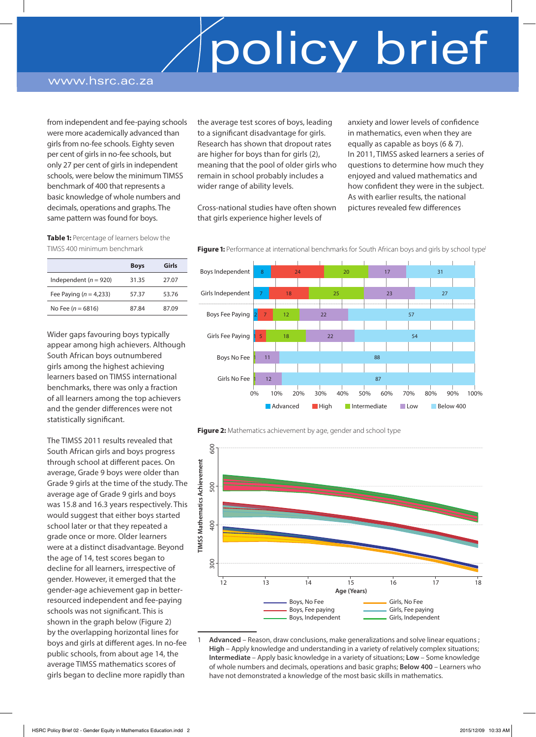from independent and fee-paying schools were more academically advanced than girls from no-fee schools. Eighty seven per cent of girls in no-fee schools, but only 27 per cent of girls in independent schools, were below the minimum TIMSS benchmark of 400 that represents a basic knowledge of whole numbers and decimals, operations and graphs. The same pattern was found for boys.

**Table 1:** Percentage of learners below the TIMSS 400 minimum benchmark

| | Boys | Girls |
|---|---|---|
| Independent (*n* = 920) | 31.35 | 27.07 |
| Fee Paying (*n* = 4,233) | 57.37 | 53.76 |
| No Fee (*n* = 6816) | 87.84 | 87.09 |

Wider gaps favouring boys typically appear among high achievers. Although South African boys outnumbered girls among the highest achieving learners based on TIMSS international benchmarks, there was only a fraction of all learners among the top achievers and the gender differences were not statistically significant.

The TIMSS 2011 results revealed that South African girls and boys progress through school at different paces. On average, Grade 9 boys were older than Grade 9 girls at the time of the study. The average age of Grade 9 girls and boys was 15.8 and 16.3 years respectively. This would suggest that either boys started school later or that they repeated a grade once or more. Older learners were at a distinct disadvantage. Beyond the age of 14, test scores began to decline for all learners, irrespective of gender. However, it emerged that the gender-age achievement gap in better-resourced independent and fee-paying schools was not significant. This is shown in the graph below (Figure 2) by the overlapping horizontal lines for boys and girls at different ages. In no-fee public schools, from about age 14, the average TIMSS mathematics scores of girls began to decline more rapidly than the average test scores of boys, leading to a significant disadvantage for girls. Research has shown that dropout rates are higher for boys than for girls (2), meaning that the pool of older girls who remain in school probably includes a wider range of ability levels.

Cross-national studies have often shown that girls experience higher levels of anxiety and lower levels of confidence in mathematics, even when they are equally as capable as boys (6 & 7). In 2011, TIMSS asked learners a series of questions to determine how much they enjoyed and valued mathematics and how confident they were in the subject. As with earlier results, the national pictures revealed few differences

**Figure 1:** Performance at international benchmarks for South African boys and girls by school type[1]

| | Advanced | High | Intermediate | Low | Below 400 |
|---|---|---|---|---|---|
| Boys Independent | 8 | 24 | 20 | 17 | 31 |
| Girls Independent | 7 | 18 | 25 | 23 | 27 |
| Boys Fee Paying | 2 | 7 | 12 | 22 | 57 |
| Girls Fee Paying | 1 | 5 | 18 | 22 | 54 |
| Boys No Fee | | 1 | 11 | 88 | |
| Girls No Fee | | 1 | 12 | 87 | |

**Figure 2:** Mathematics achievement by age, gender and school type

[1] **Advanced** – Reason, draw conclusions, make generalizations and solve linear equations ; **High** – Apply knowledge and understanding in a variety of relatively complex situations; **Intermediate** – Apply basic knowledge in a variety of situations; **Low** – Some knowledge of whole numbers and decimals, operations and basic graphs; **Below 400** – Learners who have not demonstrated a knowledge of the most basic skills in mathematics.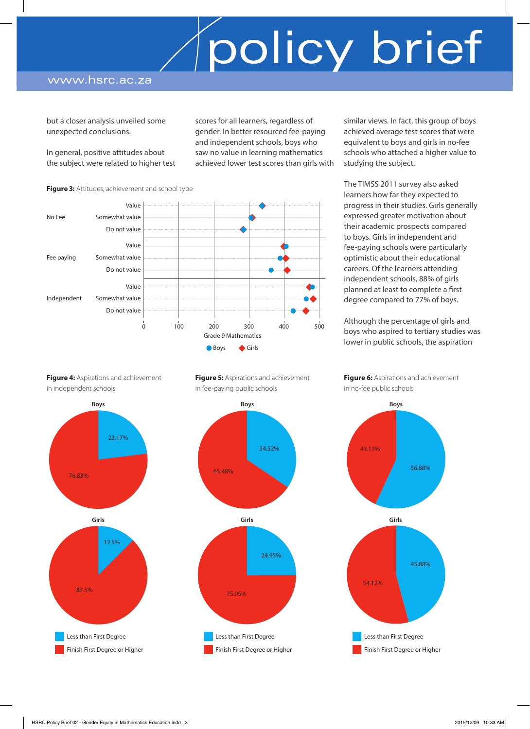but a closer analysis unveiled some unexpected conclusions.

In general, positive attitudes about the subject were related to higher test scores for all learners, regardless of gender. In better resourced fee-paying and independent schools, boys who saw no value in learning mathematics achieved lower test scores than girls with similar views. In fact, this group of boys achieved average test scores that were equivalent to boys and girls in no-fee schools who attached a higher value to studying the subject.

The TIMSS 2011 survey also asked learners how far they expected to progress in their studies. Girls generally expressed greater motivation about their academic prospects compared to boys. Girls in independent and fee-paying schools were particularly optimistic about their educational careers. Of the learners attending independent schools, 88% of girls planned at least to complete a first degree compared to 77% of boys.

Although the percentage of girls and boys who aspired to tertiary studies was lower in public schools, the aspiration

**Figure 3:** Attitudes, achievement and school type

**Figure 4:** Aspirations and achievement in independent schools

| | Less than First Degree | Finish First Degree or Higher |
|---|---|---|
| Boys | 23.17% | 76.83% |
| Girls | 12.5% | 87.5% |

**Figure 5:** Aspirations and achievement in fee-paying public schools

| | Less than First Degree | Finish First Degree or Higher |
|---|---|---|
| Boys | 34.52% | 65.48% |
| Girls | 24.95% | 75.05% |

**Figure 6:** Aspirations and achievement in no-fee public schools

| | Less than First Degree | Finish First Degree or Higher |
|---|---|---|
| Boys | 56.88% | 43.13% |
| Girls | 45.88% | 54.12% |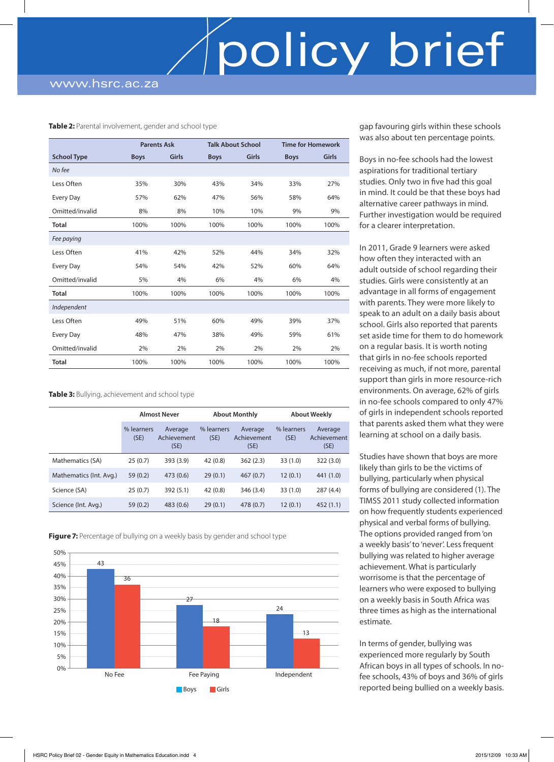**Table 2:** Parental involvement, gender and school type

| School Type | Parents Ask | | Talk About School | | Time for Homework | |
|---|---|---|---|---|---|---|
| | Boys | Girls | Boys | Girls | Boys | Girls |
| *No fee* | | | | | | |
| Less Often | 35% | 30% | 43% | 34% | 33% | 27% |
| Every Day | 57% | 62% | 47% | 56% | 58% | 64% |
| Omitted/invalid | 8% | 8% | 10% | 10% | 9% | 9% |
| **Total** | 100% | 100% | 100% | 100% | 100% | 100% |
| *Fee paying* | | | | | | |
| Less Often | 41% | 42% | 52% | 44% | 34% | 32% |
| Every Day | 54% | 54% | 42% | 52% | 60% | 64% |
| Omitted/invalid | 5% | 4% | 6% | 4% | 6% | 4% |
| **Total** | 100% | 100% | 100% | 100% | 100% | 100% |
| *Independent* | | | | | | |
| Less Often | 49% | 51% | 60% | 49% | 39% | 37% |
| Every Day | 48% | 47% | 38% | 49% | 59% | 61% |
| Omitted/invalid | 2% | 2% | 2% | 2% | 2% | 2% |
| **Total** | 100% | 100% | 100% | 100% | 100% | 100% |

**Table 3:** Bullying, achievement and school type

| | Almost Never | | About Monthly | | About Weekly | |
|---|---|---|---|---|---|---|
| | % learners (SE) | Average Achievement (SE) | % learners (SE) | Average Achievement (SE) | % learners (SE) | Average Achievement (SE) |
| Mathematics (SA) | 25 (0.7) | 393 (3.9) | 42 (0.8) | 362 (2.3) | 33 (1.0) | 322 (3.0) |
| Mathematics (Int. Avg.) | 59 (0.2) | 473 (0.6) | 29 (0.1) | 467 (0.7) | 12 (0.1) | 441 (1.0) |
| Science (SA) | 25 (0.7) | 392 (5.1) | 42 (0.8) | 346 (3.4) | 33 (1.0) | 287 (4.4) |
| Science (Int. Avg.) | 59 (0.2) | 483 (0.6) | 29 (0.1) | 478 (0.7) | 12 (0.1) | 452 (1.1) |

**Figure 7:** Percentage of bullying on a weekly basis by gender and school type

| | Boys | Girls |
|---|---|---|
| No Fee | 43 | 36 |
| Fee Paying | 27 | 18 |
| Independent | 24 | 13 |

gap favouring girls within these schools was also about ten percentage points.

Boys in no-fee schools had the lowest aspirations for traditional tertiary studies. Only two in five had this goal in mind. It could be that these boys had alternative career pathways in mind. Further investigation would be required for a clearer interpretation.

In 2011, Grade 9 learners were asked how often they interacted with an adult outside of school regarding their studies. Girls were consistently at an advantage in all forms of engagement with parents. They were more likely to speak to an adult on a daily basis about school. Girls also reported that parents set aside time for them to do homework on a regular basis. It is worth noting that girls in no-fee schools reported receiving as much, if not more, parental support than girls in more resource-rich environments. On average, 62% of girls in no-fee schools compared to only 47% of girls in independent schools reported that parents asked them what they were learning at school on a daily basis.

Studies have shown that boys are more likely than girls to be the victims of bullying, particularly when physical forms of bullying are considered (1). The TIMSS 2011 study collected information on how frequently students experienced physical and verbal forms of bullying. The options provided ranged from 'on a weekly basis' to 'never'. Less frequent bullying was related to higher average achievement. What is particularly worrisome is that the percentage of learners who were exposed to bullying on a weekly basis in South Africa was three times as high as the international estimate.

In terms of gender, bullying was experienced more regularly by South African boys in all types of schools. In no-fee schools, 43% of boys and 36% of girls reported being bullied on a weekly basis.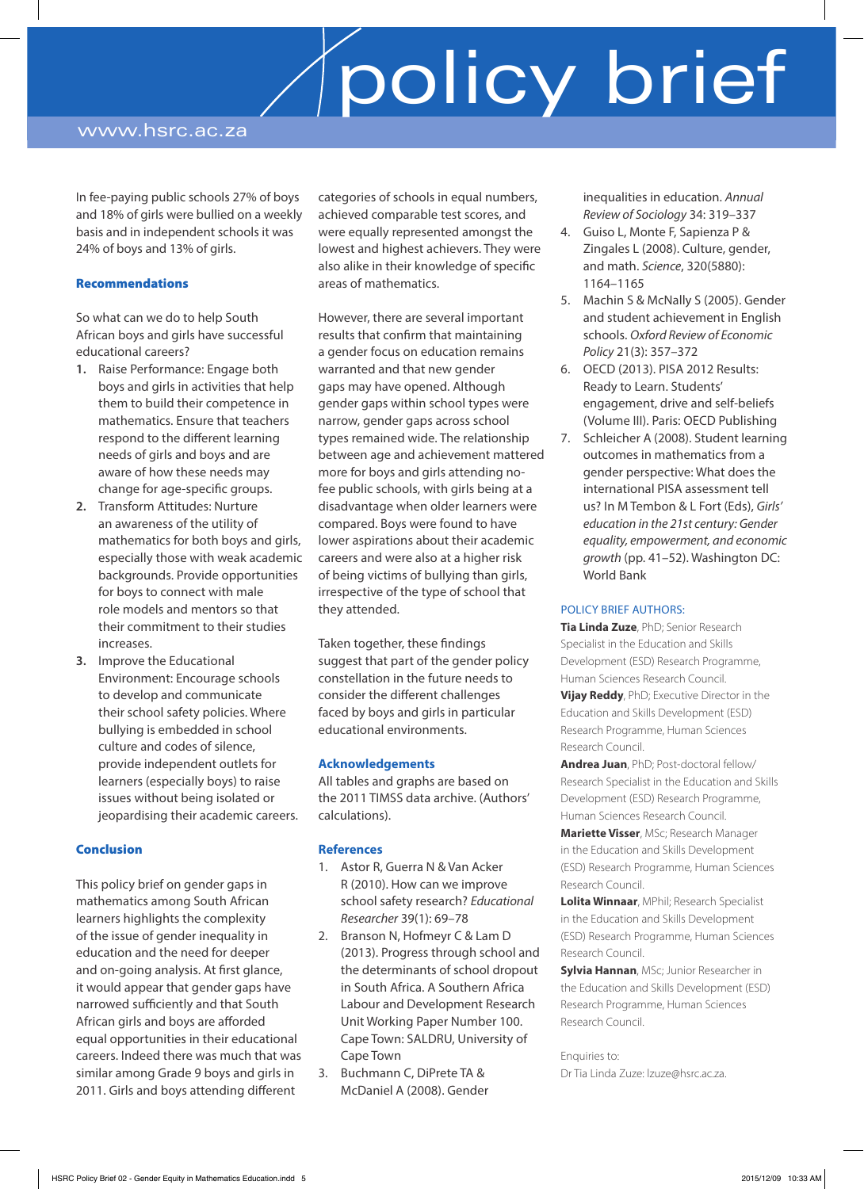In fee-paying public schools 27% of boys and 18% of girls were bullied on a weekly basis and in independent schools it was 24% of boys and 13% of girls.

### Recommendations

So what can we do to help South African boys and girls have successful educational careers?

1. Raise Performance: Engage both boys and girls in activities that help them to build their competence in mathematics. Ensure that teachers respond to the different learning needs of girls and boys and are aware of how these needs may change for age-specific groups.
2. Transform Attitudes: Nurture an awareness of the utility of mathematics for both boys and girls, especially those with weak academic backgrounds. Provide opportunities for boys to connect with male role models and mentors so that their commitment to their studies increases.
3. Improve the Educational Environment: Encourage schools to develop and communicate their school safety policies. Where bullying is embedded in school culture and codes of silence, provide independent outlets for learners (especially boys) to raise issues without being isolated or jeopardising their academic careers.

### Conclusion

This policy brief on gender gaps in mathematics among South African learners highlights the complexity of the issue of gender inequality in education and the need for deeper and on-going analysis. At first glance, it would appear that gender gaps have narrowed sufficiently and that South African girls and boys are afforded equal opportunities in their educational careers. Indeed there was much that was similar among Grade 9 boys and girls in 2011. Girls and boys attending different categories of schools in equal numbers, achieved comparable test scores, and were equally represented amongst the lowest and highest achievers. They were also alike in their knowledge of specific areas of mathematics.

However, there are several important results that confirm that maintaining a gender focus on education remains warranted and that new gender gaps may have opened. Although gender gaps within school types were narrow, gender gaps across school types remained wide. The relationship between age and achievement mattered more for boys and girls attending no-fee public schools, with girls being at a disadvantage when older learners were compared. Boys were found to have lower aspirations about their academic careers and were also at a higher risk of being victims of bullying than girls, irrespective of the type of school that they attended.

Taken together, these findings suggest that part of the gender policy constellation in the future needs to consider the different challenges faced by boys and girls in particular educational environments.

### Acknowledgements

All tables and graphs are based on the 2011 TIMSS data archive. (Authors' calculations).

### References

1. Astor R, Guerra N & Van Acker R (2010). How can we improve school safety research? *Educational Researcher* 39(1): 69–78
2. Branson N, Hofmeyr C & Lam D (2013). Progress through school and the determinants of school dropout in South Africa. A Southern Africa Labour and Development Research Unit Working Paper Number 100. Cape Town: SALDRU, University of Cape Town
3. Buchmann C, DiPrete TA & McDaniel A (2008). Gender inequalities in education. *Annual Review of Sociology* 34: 319–337
4. Guiso L, Monte F, Sapienza P & Zingales L (2008). Culture, gender, and math. *Science*, 320(5880): 1164–1165
5. Machin S & McNally S (2005). Gender and student achievement in English schools. *Oxford Review of Economic Policy* 21(3): 357–372
6. OECD (2013). PISA 2012 Results: Ready to Learn. Students' engagement, drive and self-beliefs (Volume III). Paris: OECD Publishing
7. Schleicher A (2008). Student learning outcomes in mathematics from a gender perspective: What does the international PISA assessment tell us? In M Tembon & L Fort (Eds), *Girls' education in the 21st century: Gender equality, empowerment, and economic growth* (pp. 41–52). Washington DC: World Bank

### POLICY BRIEF AUTHORS:

**Tia Linda Zuze**, PhD; Senior Research Specialist in the Education and Skills Development (ESD) Research Programme, Human Sciences Research Council.

**Vijay Reddy**, PhD; Executive Director in the Education and Skills Development (ESD) Research Programme, Human Sciences Research Council.

**Andrea Juan**, PhD; Post-doctoral fellow/ Research Specialist in the Education and Skills Development (ESD) Research Programme, Human Sciences Research Council.

**Mariette Visser**, MSc; Research Manager in the Education and Skills Development (ESD) Research Programme, Human Sciences Research Council.

**Lolita Winnaar**, MPhil; Research Specialist in the Education and Skills Development (ESD) Research Programme, Human Sciences Research Council.

**Sylvia Hannan**, MSc; Junior Researcher in the Education and Skills Development (ESD) Research Programme, Human Sciences Research Council.

Enquiries to:
Dr Tia Linda Zuze: lzuze@hsrc.ac.za.